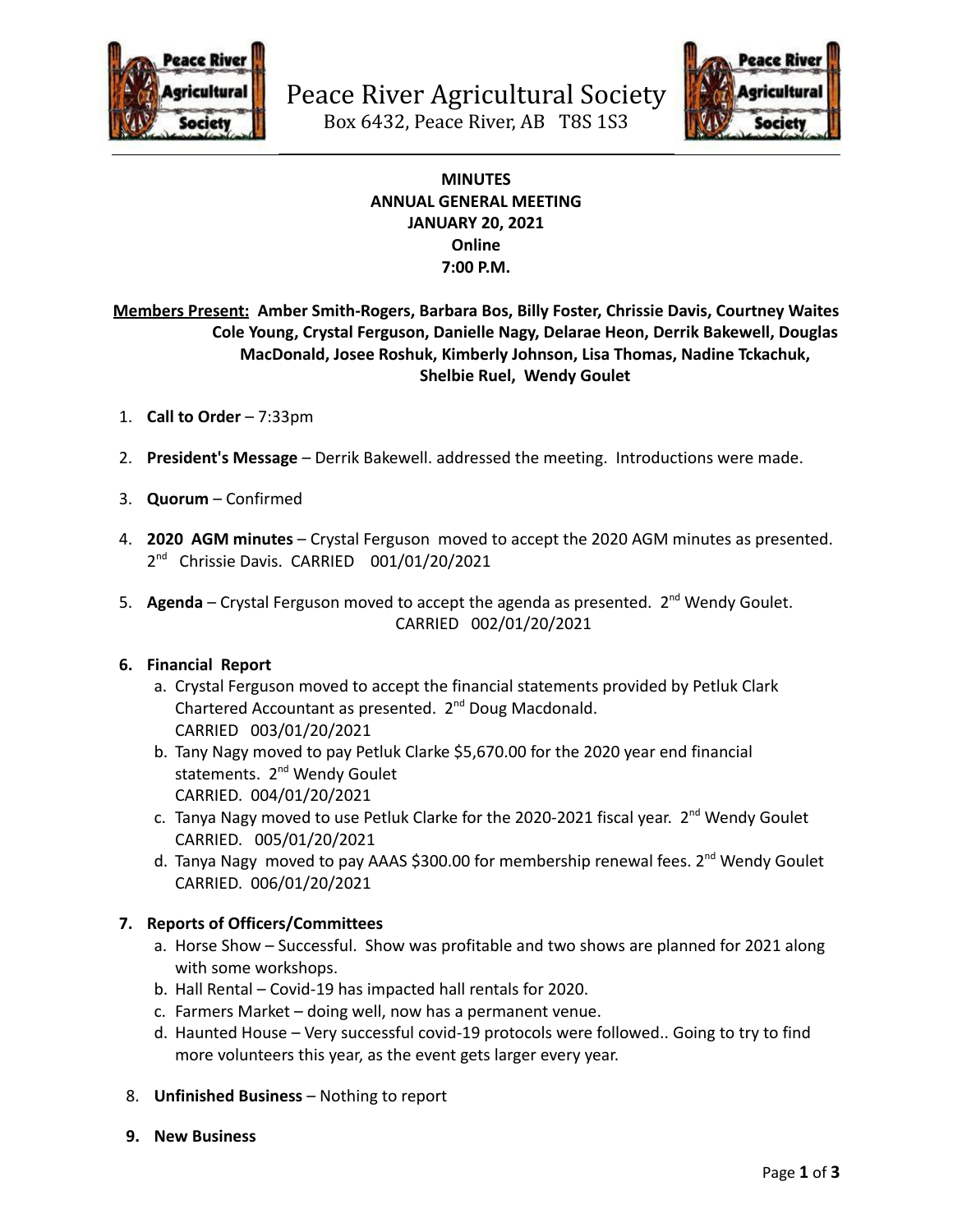# Peace River Agricultural Society

Box 6432, Peace River, AB T8S 1S3

**MINUTES**
**ANNUAL GENERAL MEETING**
**JANUARY 20, 2021**
**Online**
**7:00 P.M.**

**Members Present: Amber Smith-Rogers, Barbara Bos, Billy Foster, Chrissie Davis, Courtney Waites Cole Young, Crystal Ferguson, Danielle Nagy, Delarae Heon, Derrik Bakewell, Douglas MacDonald, Josee Roshuk, Kimberly Johnson, Lisa Thomas, Nadine Tckachuk, Shelbie Ruel, Wendy Goulet**

1. **Call to Order** – 7:33pm
2. **President's Message** – Derrik Bakewell. addressed the meeting. Introductions were made.
3. **Quorum** – Confirmed
4. **2020 AGM minutes** – Crystal Ferguson moved to accept the 2020 AGM minutes as presented. 2nd Chrissie Davis. CARRIED 001/01/20/2021
5. **Agenda** – Crystal Ferguson moved to accept the agenda as presented. 2nd Wendy Goulet. CARRIED 002/01/20/2021
6. **Financial Report**
   a. Crystal Ferguson moved to accept the financial statements provided by Petluk Clark Chartered Accountant as presented. 2nd Doug Macdonald. CARRIED 003/01/20/2021
   b. Tany Nagy moved to pay Petluk Clarke $5,670.00 for the 2020 year end financial statements. 2nd Wendy Goulet CARRIED. 004/01/20/2021
   c. Tanya Nagy moved to use Petluk Clarke for the 2020-2021 fiscal year. 2nd Wendy Goulet CARRIED. 005/01/20/2021
   d. Tanya Nagy moved to pay AAAS $300.00 for membership renewal fees. 2nd Wendy Goulet CARRIED. 006/01/20/2021
7. **Reports of Officers/Committees**
   a. Horse Show – Successful. Show was profitable and two shows are planned for 2021 along with some workshops.
   b. Hall Rental – Covid-19 has impacted hall rentals for 2020.
   c. Farmers Market – doing well, now has a permanent venue.
   d. Haunted House – Very successful covid-19 protocols were followed.. Going to try to find more volunteers this year, as the event gets larger every year.
8. **Unfinished Business** – Nothing to report
9. **New Business**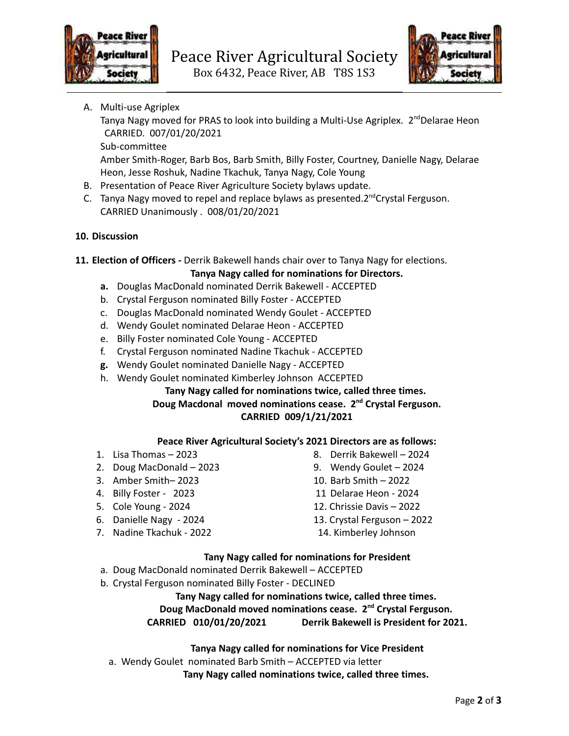A. Multi-use Agriplex
   Tanya Nagy moved for PRAS to look into building a Multi-Use Agriplex. 2nd Delarae Heon CARRIED. 007/01/20/2021
   Sub-committee
   Amber Smith-Roger, Barb Bos, Barb Smith, Billy Foster, Courtney, Danielle Nagy, Delarae Heon, Jesse Roshuk, Nadine Tkachuk, Tanya Nagy, Cole Young
B. Presentation of Peace River Agriculture Society bylaws update.
C. Tanya Nagy moved to repel and replace bylaws as presented. 2nd Crystal Ferguson. CARRIED Unanimously . 008/01/20/2021

**10. Discussion**

**11. Election of Officers -** Derrik Bakewell hands chair over to Tanya Nagy for elections.

**Tanya Nagy called for nominations for Directors.**

- **a.** Douglas MacDonald nominated Derrik Bakewell - ACCEPTED
- b. Crystal Ferguson nominated Billy Foster - ACCEPTED
- c. Douglas MacDonald nominated Wendy Goulet - ACCEPTED
- d. Wendy Goulet nominated Delarae Heon - ACCEPTED
- e. Billy Foster nominated Cole Young - ACCEPTED
- f. Crystal Ferguson nominated Nadine Tkachuk - ACCEPTED
- **g.** Wendy Goulet nominated Danielle Nagy - ACCEPTED
- h. Wendy Goulet nominated Kimberley Johnson ACCEPTED

**Tany Nagy called for nominations twice, called three times.**
**Doug Macdonal moved nominations cease. 2nd Crystal Ferguson.**
**CARRIED 009/1/21/2021**

**Peace River Agricultural Society's 2021 Directors are as follows:**

1. Lisa Thomas – 2023
2. Doug MacDonald – 2023
3. Amber Smith– 2023
4. Billy Foster - 2023
5. Cole Young - 2024
6. Danielle Nagy - 2024
7. Nadine Tkachuk - 2022
8. Derrik Bakewell – 2024
9. Wendy Goulet – 2024
10. Barb Smith – 2022
11. Delarae Heon - 2024
12. Chrissie Davis – 2022
13. Crystal Ferguson – 2022
14. Kimberley Johnson

**Tany Nagy called for nominations for President**

a. Doug MacDonald nominated Derrik Bakewell – ACCEPTED
b. Crystal Ferguson nominated Billy Foster - DECLINED

**Tany Nagy called for nominations twice, called three times.**
**Doug MacDonald moved nominations cease. 2nd Crystal Ferguson.**
**CARRIED 010/01/20/2021 Derrik Bakewell is President for 2021.**

**Tanya Nagy called for nominations for Vice President**

a. Wendy Goulet nominated Barb Smith – ACCEPTED via letter

**Tany Nagy called nominations twice, called three times.**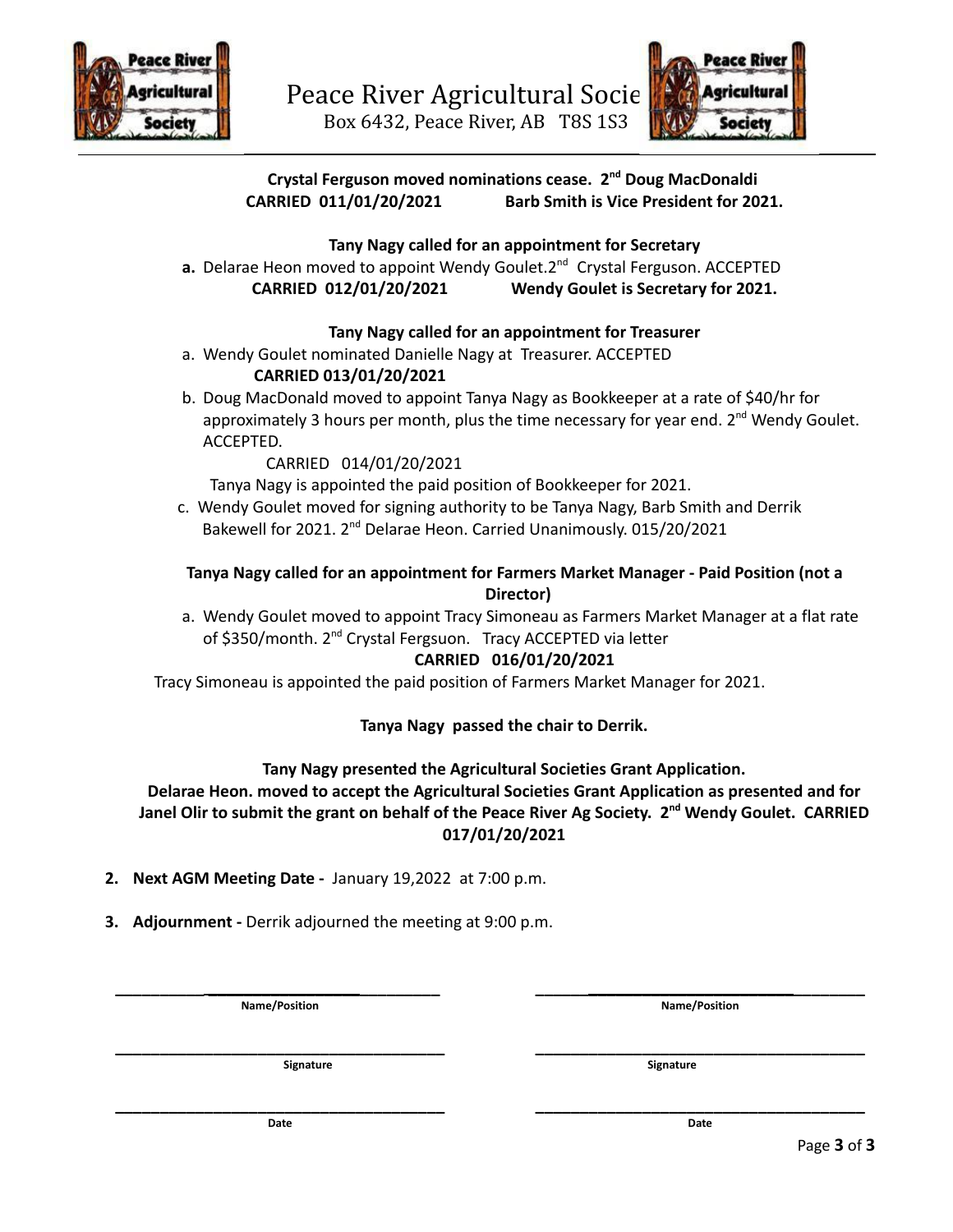Peace River Agricultural Socie
Box 6432, Peace River, AB T8S 1S3

**Crystal Ferguson moved nominations cease. 2nd Doug MacDonaldi**
**CARRIED 011/01/20/2021** **Barb Smith is Vice President for 2021.**

**Tany Nagy called for an appointment for Secretary**

**a.** Delarae Heon moved to appoint Wendy Goulet.2nd Crystal Ferguson. ACCEPTED
**CARRIED 012/01/20/2021** **Wendy Goulet is Secretary for 2021.**

**Tany Nagy called for an appointment for Treasurer**

a. Wendy Goulet nominated Danielle Nagy at Treasurer. ACCEPTED
**CARRIED 013/01/20/2021**

b. Doug MacDonald moved to appoint Tanya Nagy as Bookkeeper at a rate of $40/hr for approximately 3 hours per month, plus the time necessary for year end. 2nd Wendy Goulet. ACCEPTED.
CARRIED 014/01/20/2021
Tanya Nagy is appointed the paid position of Bookkeeper for 2021.

c. Wendy Goulet moved for signing authority to be Tanya Nagy, Barb Smith and Derrik Bakewell for 2021. 2nd Delarae Heon. Carried Unanimously. 015/20/2021

**Tanya Nagy called for an appointment for Farmers Market Manager - Paid Position (not a Director)**

a. Wendy Goulet moved to appoint Tracy Simoneau as Farmers Market Manager at a flat rate of $350/month. 2nd Crystal Fergsuon. Tracy ACCEPTED via letter
**CARRIED 016/01/20/2021**

Tracy Simoneau is appointed the paid position of Farmers Market Manager for 2021.

**Tanya Nagy passed the chair to Derrik.**

**Tany Nagy presented the Agricultural Societies Grant Application.**
**Delarae Heon. moved to accept the Agricultural Societies Grant Application as presented and for Janel Olir to submit the grant on behalf of the Peace River Ag Society. 2nd Wendy Goulet. CARRIED 017/01/20/2021**

2. **Next AGM Meeting Date -** January 19,2022 at 7:00 p.m.

3. **Adjournment -** Derrik adjourned the meeting at 9:00 p.m.

| | |
|---|---|
| ______________________ **Name/Position** | ______________________ **Name/Position** |
| ______________________ **Signature** | ______________________ **Signature** |
| ______________________ **Date** | ______________________ **Date** |